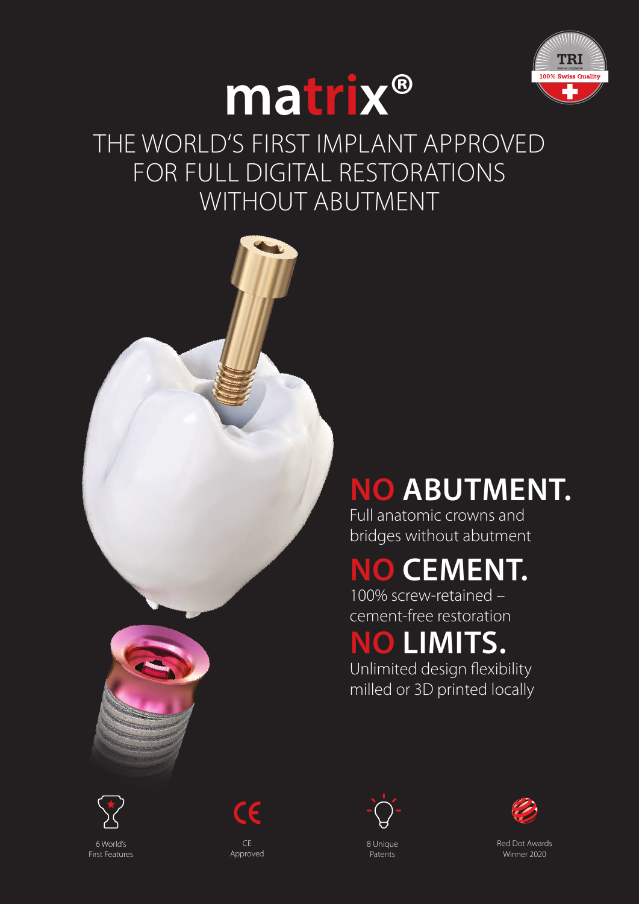TRI

dental implants

100% Swiss Quality

# matrix®

## THE WORLD'S FIRST IMPLANT APPROVED FOR FULL DIGITAL RESTORATIONS WITHOUT ABUTMENT

## NO ABUTMENT.

Full anatomic crowns and bridges without abutment

## NO CEMENT.

100% screw-retained – cement-free restoration

## NO LIMITS.

Unlimited design flexibility milled or 3D printed locally

6 World's First Features

CE Approved

8 Unique Patents

Red Dot Awards Winner 2020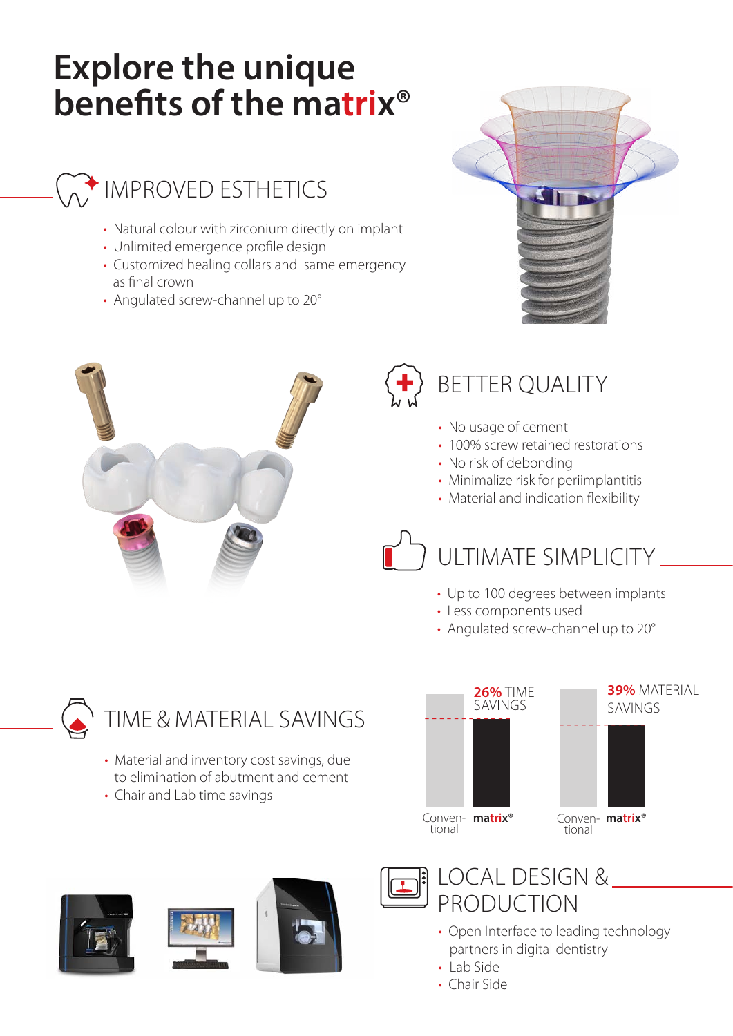# Explore the unique benefits of the matrix®

## IMPROVED ESTHETICS

- Natural colour with zirconium directly on implant
- Unlimited emergence profile design
- Customized healing collars and same emergency as final crown
- Angulated screw-channel up to 20°

## BETTER QUALITY

- No usage of cement
- 100% screw retained restorations
- No risk of debonding
- Minimalize risk for periimplantitis
- Material and indication flexibility

## ULTIMATE SIMPLICITY

- Up to 100 degrees between implants
- Less components used
- Angulated screw-channel up to 20°

## TIME & MATERIAL SAVINGS

- Material and inventory cost savings, due to elimination of abutment and cement
- Chair and Lab time savings

**26%** TIME SAVINGS

Conventional | **matrix®**

**39%** MATERIAL SAVINGS

Conventional | **matrix®**

## LOCAL DESIGN & PRODUCTION

- Open Interface to leading technology partners in digital dentistry
- Lab Side
- Chair Side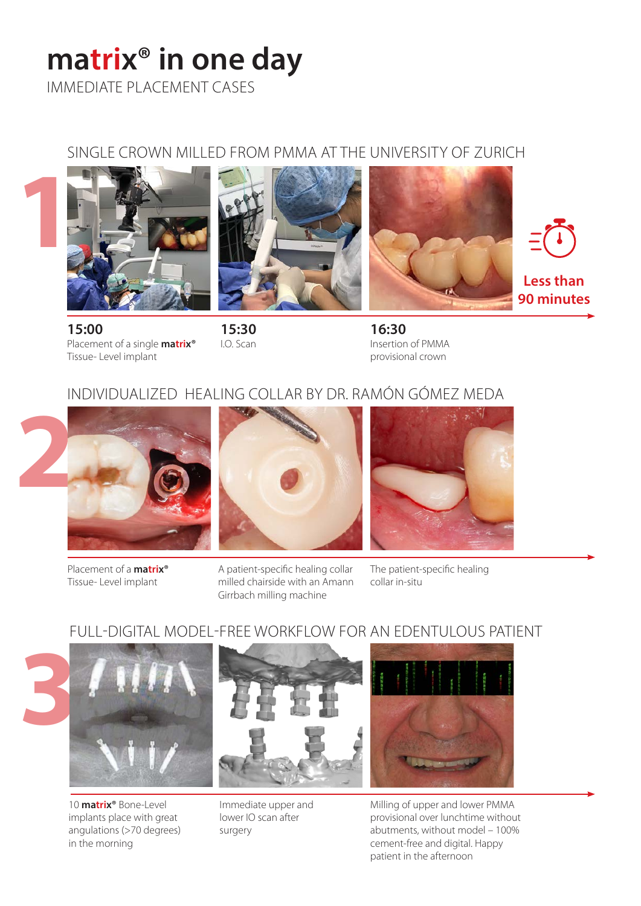# matrix® in one day

IMMEDIATE PLACEMENT CASES

## 1 SINGLE CROWN MILLED FROM PMMA AT THE UNIVERSITY OF ZURICH

Less than 90 minutes

**15:00**
Placement of a single **matrix**® Tissue- Level implant

**15:30**
I.O. Scan

**16:30**
Insertion of PMMA provisional crown

## 2 INDIVIDUALIZED HEALING COLLAR BY DR. RAMÓN GÓMEZ MEDA

Placement of a **matrix**® Tissue- Level implant

A patient-specific healing collar milled chairside with an Amann Girrbach milling machine

The patient-specific healing collar in-situ

## 3 FULL-DIGITAL MODEL-FREE WORKFLOW FOR AN EDENTULOUS PATIENT

10 **matrix**® Bone-Level implants place with great angulations (>70 degrees) in the morning

Immediate upper and lower IO scan after surgery

Milling of upper and lower PMMA provisional over lunchtime without abutments, without model – 100% cement-free and digital. Happy patient in the afternoon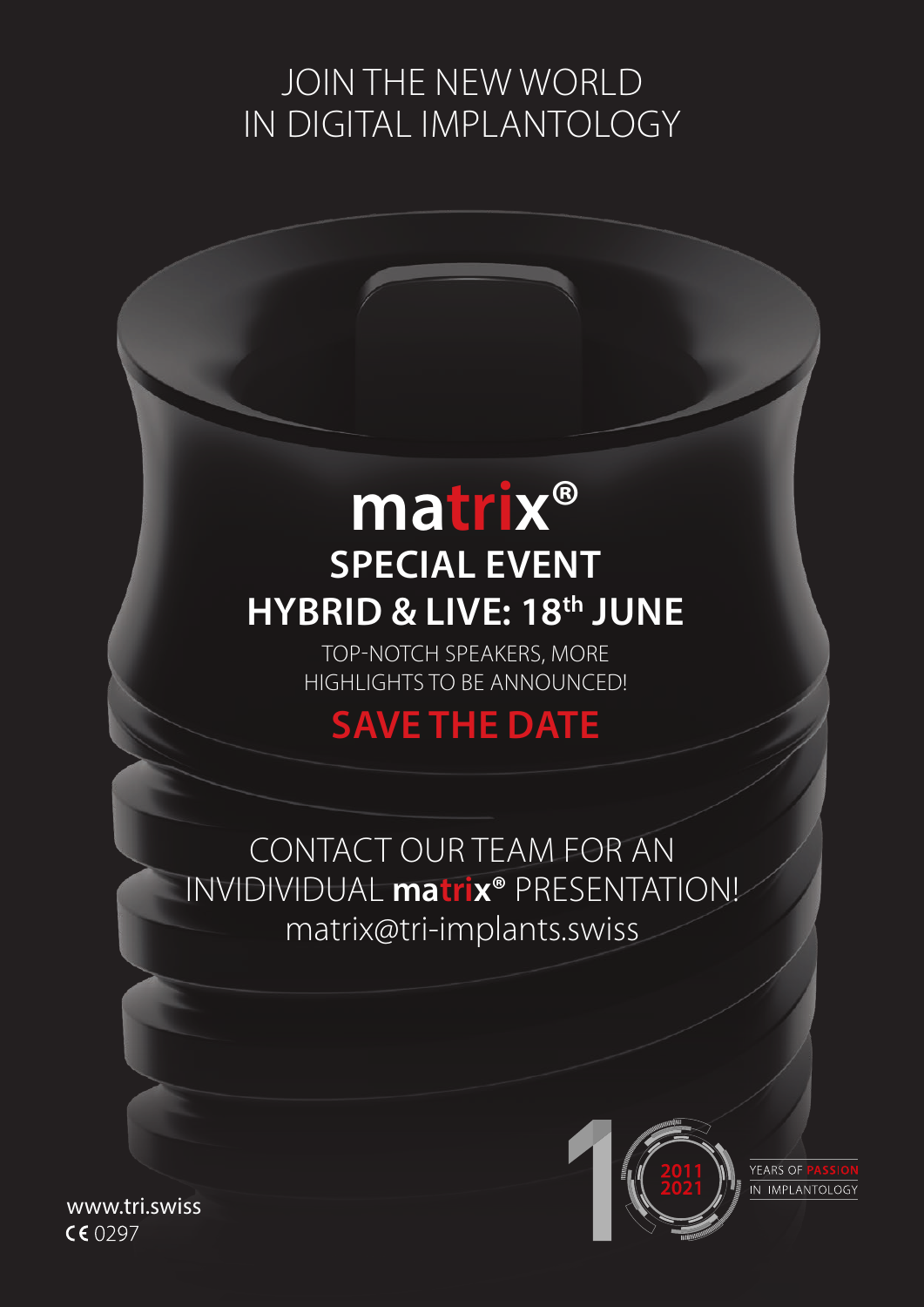# JOIN THE NEW WORLD IN DIGITAL IMPLANTOLOGY

## matrix®

## SPECIAL EVENT
## HYBRID & LIVE: 18th JUNE

TOP-NOTCH SPEAKERS, MORE HIGHLIGHTS TO BE ANNOUNCED!

## SAVE THE DATE

CONTACT OUR TEAM FOR AN INVIDIVIDUAL **matrix®** PRESENTATION!
matrix@tri-implants.swiss

www.tri.swiss
CE 0297

10
2011
2021
YEARS OF PASSION
IN IMPLANTOLOGY